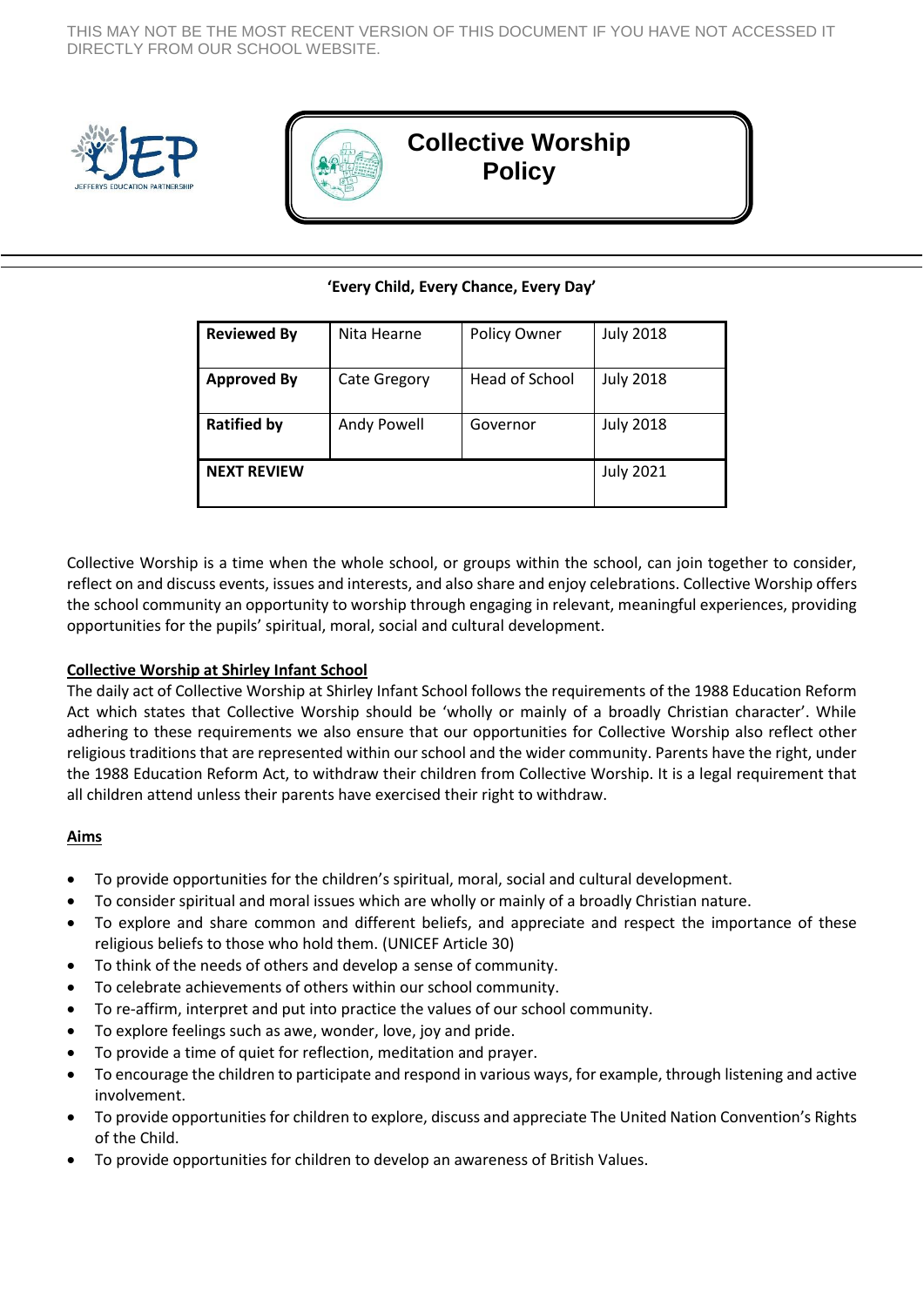THIS MAY NOT BE THE MOST RECENT VERSION OF THIS DOCUMENT IF YOU HAVE NOT ACCESSED IT DIRECTLY FROM OUR SCHOOL WEBSITE.

JEFFERYS EDUCATION PARTNERSHIP

# Collective Worship Policy

**'Every Child, Every Chance, Every Day'**

| **Reviewed By** | Nita Hearne | Policy Owner | July 2018 |
|---|---|---|---|
| **Approved By** | Cate Gregory | Head of School | July 2018 |
| **Ratified by** | Andy Powell | Governor | July 2018 |
| **NEXT REVIEW** | | | July 2021 |

Collective Worship is a time when the whole school, or groups within the school, can join together to consider, reflect on and discuss events, issues and interests, and also share and enjoy celebrations. Collective Worship offers the school community an opportunity to worship through engaging in relevant, meaningful experiences, providing opportunities for the pupils' spiritual, moral, social and cultural development.

## Collective Worship at Shirley Infant School

The daily act of Collective Worship at Shirley Infant School follows the requirements of the 1988 Education Reform Act which states that Collective Worship should be 'wholly or mainly of a broadly Christian character'. While adhering to these requirements we also ensure that our opportunities for Collective Worship also reflect other religious traditions that are represented within our school and the wider community. Parents have the right, under the 1988 Education Reform Act, to withdraw their children from Collective Worship. It is a legal requirement that all children attend unless their parents have exercised their right to withdraw.

## Aims

- To provide opportunities for the children's spiritual, moral, social and cultural development.
- To consider spiritual and moral issues which are wholly or mainly of a broadly Christian nature.
- To explore and share common and different beliefs, and appreciate and respect the importance of these religious beliefs to those who hold them. (UNICEF Article 30)
- To think of the needs of others and develop a sense of community.
- To celebrate achievements of others within our school community.
- To re-affirm, interpret and put into practice the values of our school community.
- To explore feelings such as awe, wonder, love, joy and pride.
- To provide a time of quiet for reflection, meditation and prayer.
- To encourage the children to participate and respond in various ways, for example, through listening and active involvement.
- To provide opportunities for children to explore, discuss and appreciate The United Nation Convention's Rights of the Child.
- To provide opportunities for children to develop an awareness of British Values.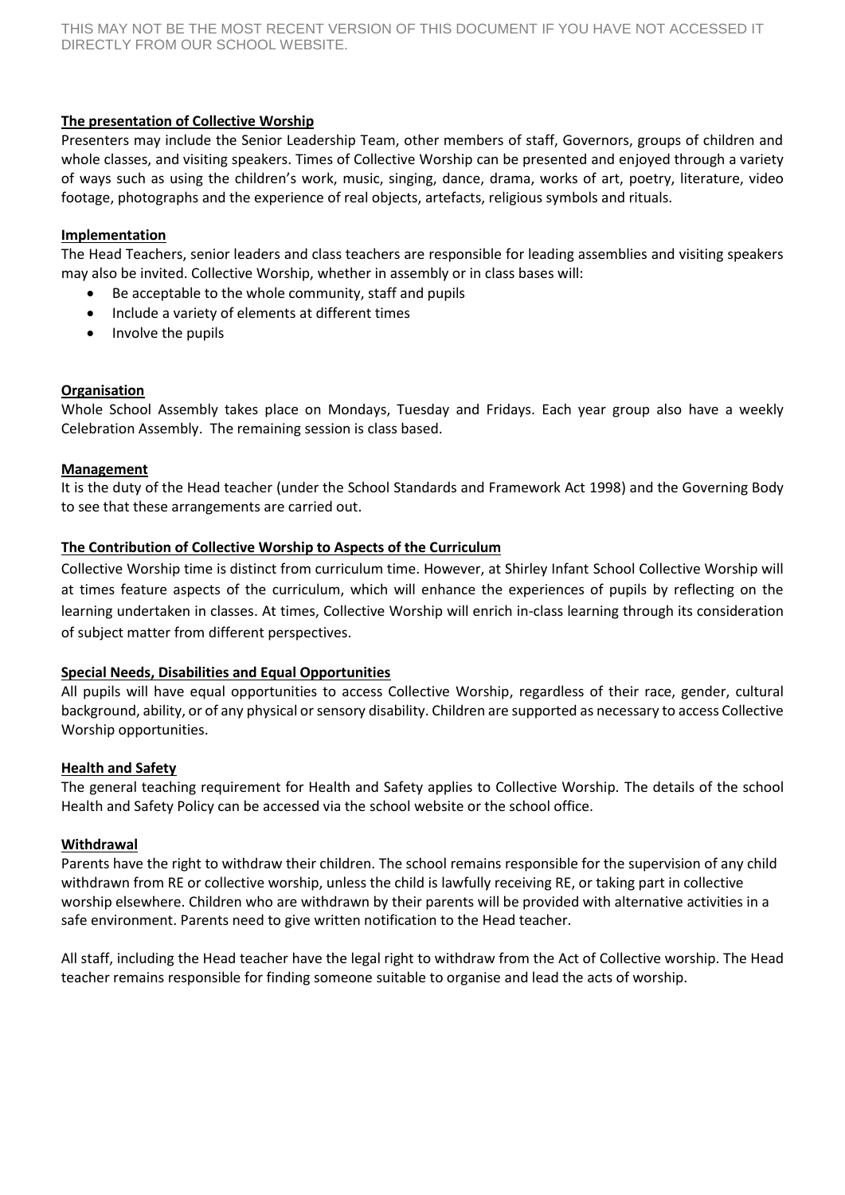## The presentation of Collective Worship

Presenters may include the Senior Leadership Team, other members of staff, Governors, groups of children and whole classes, and visiting speakers. Times of Collective Worship can be presented and enjoyed through a variety of ways such as using the children's work, music, singing, dance, drama, works of art, poetry, literature, video footage, photographs and the experience of real objects, artefacts, religious symbols and rituals.

## Implementation

The Head Teachers, senior leaders and class teachers are responsible for leading assemblies and visiting speakers may also be invited. Collective Worship, whether in assembly or in class bases will:

- Be acceptable to the whole community, staff and pupils
- Include a variety of elements at different times
- Involve the pupils

## Organisation

Whole School Assembly takes place on Mondays, Tuesday and Fridays. Each year group also have a weekly Celebration Assembly. The remaining session is class based.

## Management

It is the duty of the Head teacher (under the School Standards and Framework Act 1998) and the Governing Body to see that these arrangements are carried out.

## The Contribution of Collective Worship to Aspects of the Curriculum

Collective Worship time is distinct from curriculum time. However, at Shirley Infant School Collective Worship will at times feature aspects of the curriculum, which will enhance the experiences of pupils by reflecting on the learning undertaken in classes. At times, Collective Worship will enrich in-class learning through its consideration of subject matter from different perspectives.

## Special Needs, Disabilities and Equal Opportunities

All pupils will have equal opportunities to access Collective Worship, regardless of their race, gender, cultural background, ability, or of any physical or sensory disability. Children are supported as necessary to access Collective Worship opportunities.

## Health and Safety

The general teaching requirement for Health and Safety applies to Collective Worship. The details of the school Health and Safety Policy can be accessed via the school website or the school office.

## Withdrawal

Parents have the right to withdraw their children. The school remains responsible for the supervision of any child withdrawn from RE or collective worship, unless the child is lawfully receiving RE, or taking part in collective worship elsewhere. Children who are withdrawn by their parents will be provided with alternative activities in a safe environment. Parents need to give written notification to the Head teacher.

All staff, including the Head teacher have the legal right to withdraw from the Act of Collective worship. The Head teacher remains responsible for finding someone suitable to organise and lead the acts of worship.